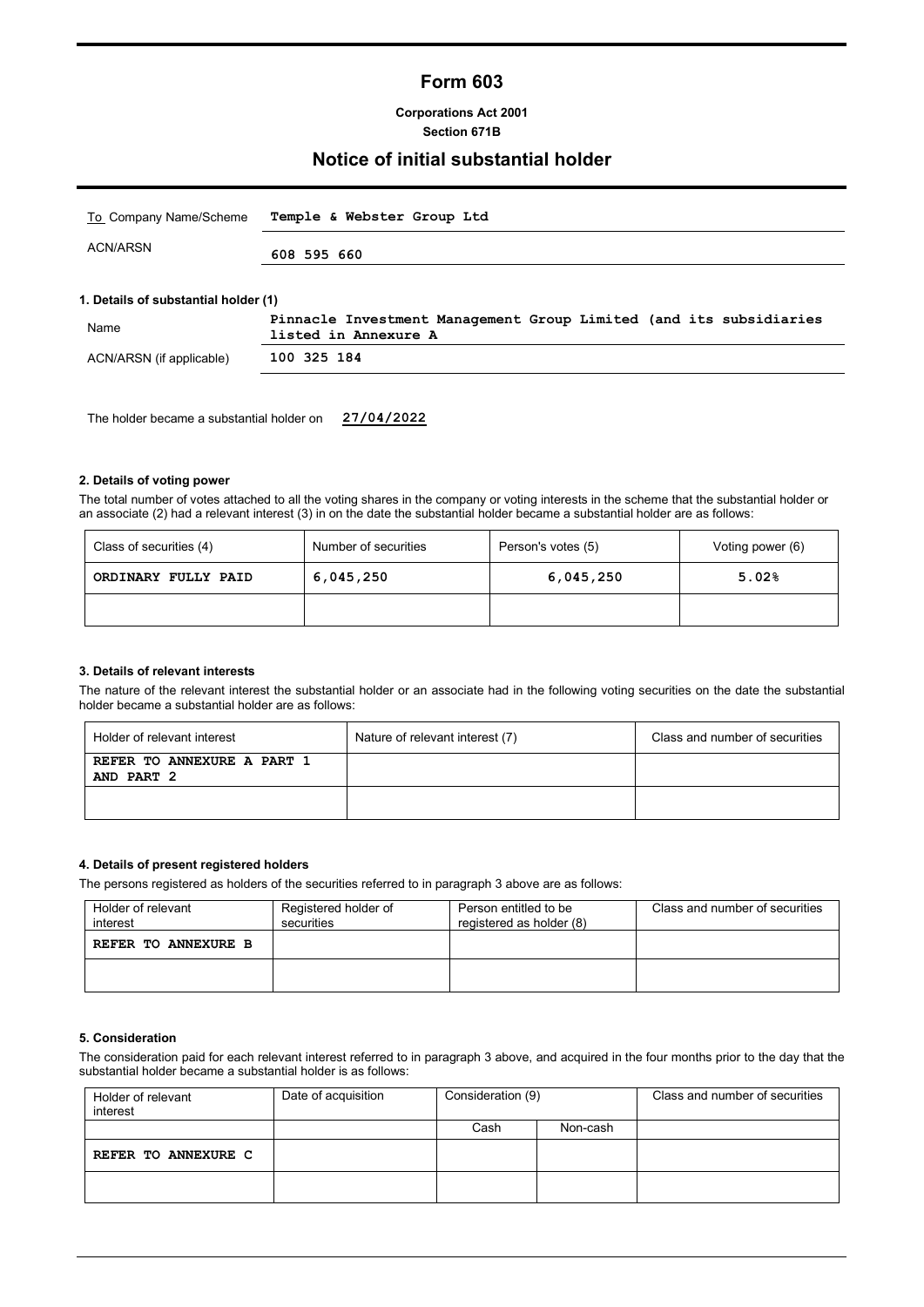# Form 603

**Corporations Act 2001**
**Section 671B**

## Notice of initial substantial holder

| To Company Name/Scheme | Temple & Webster Group Ltd |
|---|---|
| ACN/ARSN | 608 595 660 |

**1. Details of substantial holder (1)**

| Name | Pinnacle Investment Management Group Limited (and its subsidiaries listed in Annexure A |
|---|---|
| ACN/ARSN (if applicable) | 100 325 184 |

The holder became a substantial holder on **27/04/2022**

**2. Details of voting power**

The total number of votes attached to all the voting shares in the company or voting interests in the scheme that the substantial holder or an associate (2) had a relevant interest (3) in on the date the substantial holder became a substantial holder are as follows:

| Class of securities (4) | Number of securities | Person's votes (5) | Voting power (6) |
|---|---|---|---|
| ORDINARY FULLY PAID | 6,045,250 | 6,045,250 | 5.02% |
| | | | |

**3. Details of relevant interests**

The nature of the relevant interest the substantial holder or an associate had in the following voting securities on the date the substantial holder became a substantial holder are as follows:

| Holder of relevant interest | Nature of relevant interest (7) | Class and number of securities |
|---|---|---|
| REFER TO ANNEXURE A PART 1 AND PART 2 | | |
| | | |

**4. Details of present registered holders**

The persons registered as holders of the securities referred to in paragraph 3 above are as follows:

| Holder of relevant interest | Registered holder of securities | Person entitled to be registered as holder (8) | Class and number of securities |
|---|---|---|---|
| REFER TO ANNEXURE B | | | |
| | | | |

**5. Consideration**

The consideration paid for each relevant interest referred to in paragraph 3 above, and acquired in the four months prior to the day that the substantial holder became a substantial holder is as follows:

| Holder of relevant interest | Date of acquisition | Consideration (9) | | Class and number of securities |
|---|---|---|---|---|
| | | Cash | Non-cash | |
| REFER TO ANNEXURE C | | | | |
| | | | | |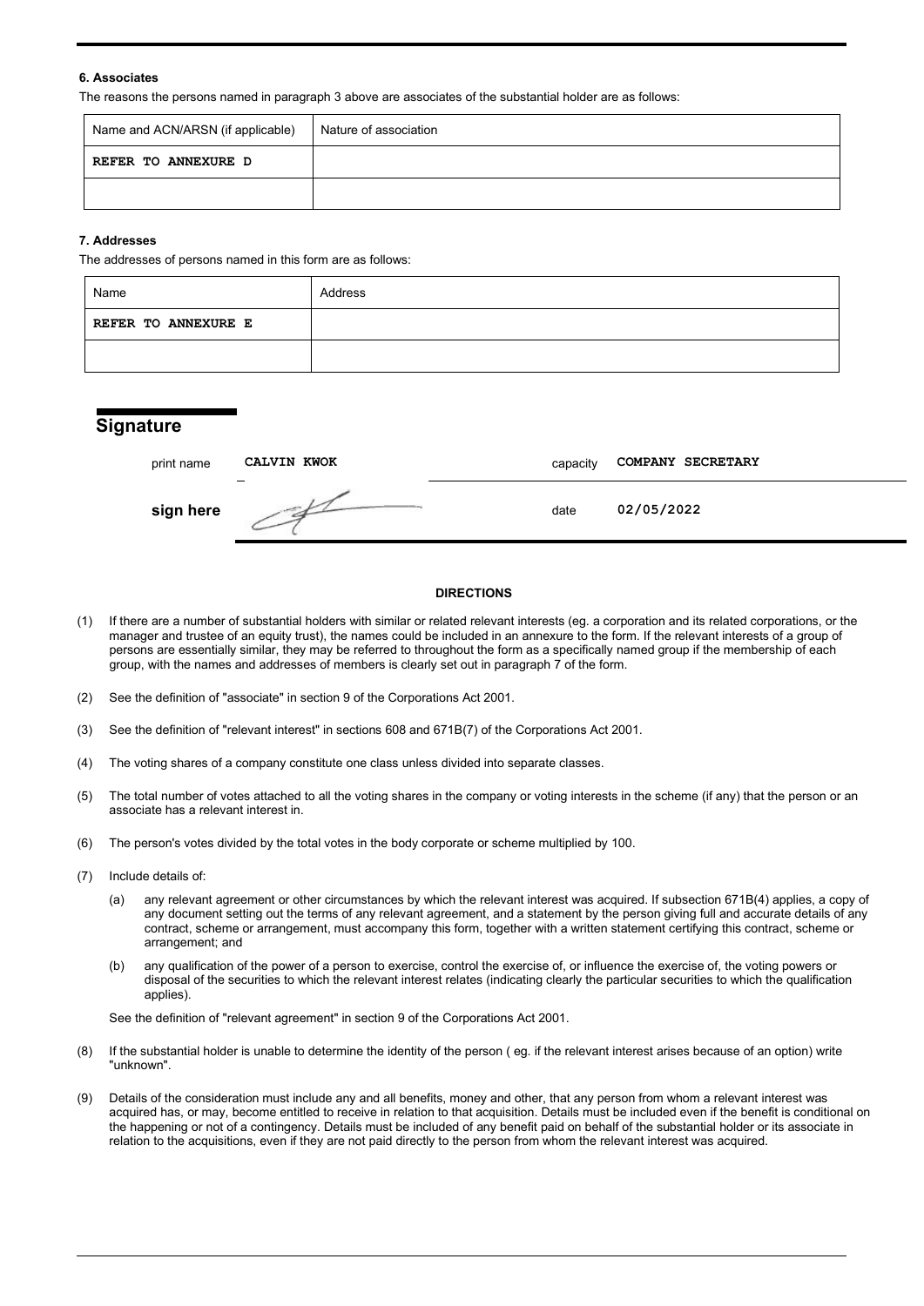### 6. Associates

The reasons the persons named in paragraph 3 above are associates of the substantial holder are as follows:

| Name and ACN/ARSN (if applicable) | Nature of association |
|---|---|
| REFER TO ANNEXURE D | |
| | |

### 7. Addresses

The addresses of persons named in this form are as follows:

| Name | Address |
|---|---|
| REFER TO ANNEXURE E | |
| | |

## Signature

| | | | |
|---|---|---|---|
| print name | CALVIN KWOK | capacity | COMPANY SECRETARY |
| **sign here** | | date | 02/05/2022 |

#### DIRECTIONS

(1) If there are a number of substantial holders with similar or related relevant interests (eg. a corporation and its related corporations, or the manager and trustee of an equity trust), the names could be included in an annexure to the form. If the relevant interests of a group of persons are essentially similar, they may be referred to throughout the form as a specifically named group if the membership of each group, with the names and addresses of members is clearly set out in paragraph 7 of the form.

(2) See the definition of "associate" in section 9 of the Corporations Act 2001.

(3) See the definition of "relevant interest" in sections 608 and 671B(7) of the Corporations Act 2001.

(4) The voting shares of a company constitute one class unless divided into separate classes.

(5) The total number of votes attached to all the voting shares in the company or voting interests in the scheme (if any) that the person or an associate has a relevant interest in.

(6) The person's votes divided by the total votes in the body corporate or scheme multiplied by 100.

(7) Include details of:

(a) any relevant agreement or other circumstances by which the relevant interest was acquired. If subsection 671B(4) applies, a copy of any document setting out the terms of any relevant agreement, and a statement by the person giving full and accurate details of any contract, scheme or arrangement, must accompany this form, together with a written statement certifying this contract, scheme or arrangement; and

(b) any qualification of the power of a person to exercise, control the exercise of, or influence the exercise of, the voting powers or disposal of the securities to which the relevant interest relates (indicating clearly the particular securities to which the qualification applies).

See the definition of "relevant agreement" in section 9 of the Corporations Act 2001.

(8) If the substantial holder is unable to determine the identity of the person ( eg. if the relevant interest arises because of an option) write "unknown".

(9) Details of the consideration must include any and all benefits, money and other, that any person from whom a relevant interest was acquired has, or may, become entitled to receive in relation to that acquisition. Details must be included even if the benefit is conditional on the happening or not of a contingency. Details must be included of any benefit paid on behalf of the substantial holder or its associate in relation to the acquisitions, even if they are not paid directly to the person from whom the relevant interest was acquired.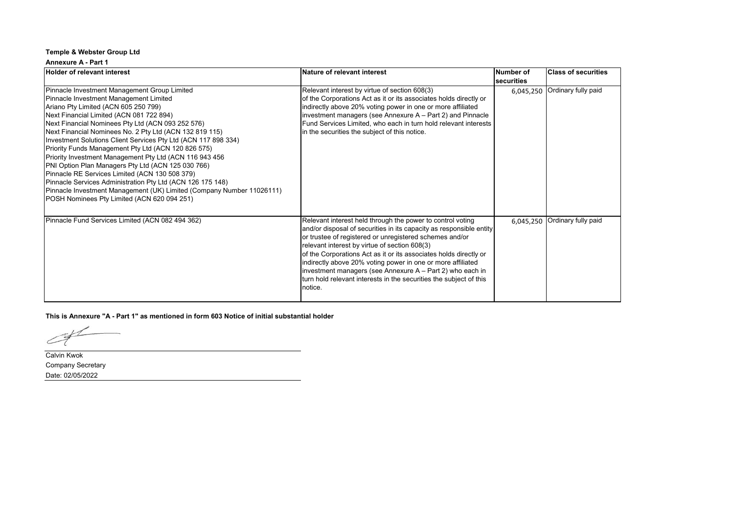**Temple & Webster Group Ltd**

**Annexure A - Part 1**

| Holder of relevant interest | Nature of relevant interest | Number of securities | Class of securities |
|---|---|---|---|
| Pinnacle Investment Management Group Limited<br>Pinnacle Investment Management Limited<br>Ariano Pty Limited (ACN 605 250 799)<br>Next Financial Limited (ACN 081 722 894)<br>Next Financial Nominees Pty Ltd (ACN 093 252 576)<br>Next Financial Nominees No. 2 Pty Ltd (ACN 132 819 115)<br>Investment Solutions Client Services Pty Ltd (ACN 117 898 334)<br>Priority Funds Management Pty Ltd (ACN 120 826 575)<br>Priority Investment Management Pty Ltd (ACN 116 943 456<br>PNI Option Plan Managers Pty Ltd (ACN 125 030 766)<br>Pinnacle RE Services Limited (ACN 130 508 379)<br>Pinnacle Services Administration Pty Ltd (ACN 126 175 148)<br>Pinnacle Investment Management (UK) Limited (Company Number 11026111)<br>POSH Nominees Pty Limited (ACN 620 094 251) | Relevant interest by virtue of section 608(3) of the Corporations Act as it or its associates holds directly or indirectly above 20% voting power in one or more affiliated investment managers (see Annexure A – Part 2) and Pinnacle Fund Services Limited, who each in turn hold relevant interests in the securities the subject of this notice. | 6,045,250 | Ordinary fully paid |
| Pinnacle Fund Services Limited (ACN 082 494 362) | Relevant interest held through the power to control voting and/or disposal of securities in its capacity as responsible entity or trustee of registered or unregistered schemes and/or relevant interest by virtue of section 608(3) of the Corporations Act as it or its associates holds directly or indirectly above 20% voting power in one or more affiliated investment managers (see Annexure A – Part 2) who each in turn hold relevant interests in the securities the subject of this notice. | 6,045,250 | Ordinary fully paid |

**This is Annexure "A - Part 1" as mentioned in form 603 Notice of initial substantial holder**

Calvin Kwok
Company Secretary
Date: 02/05/2022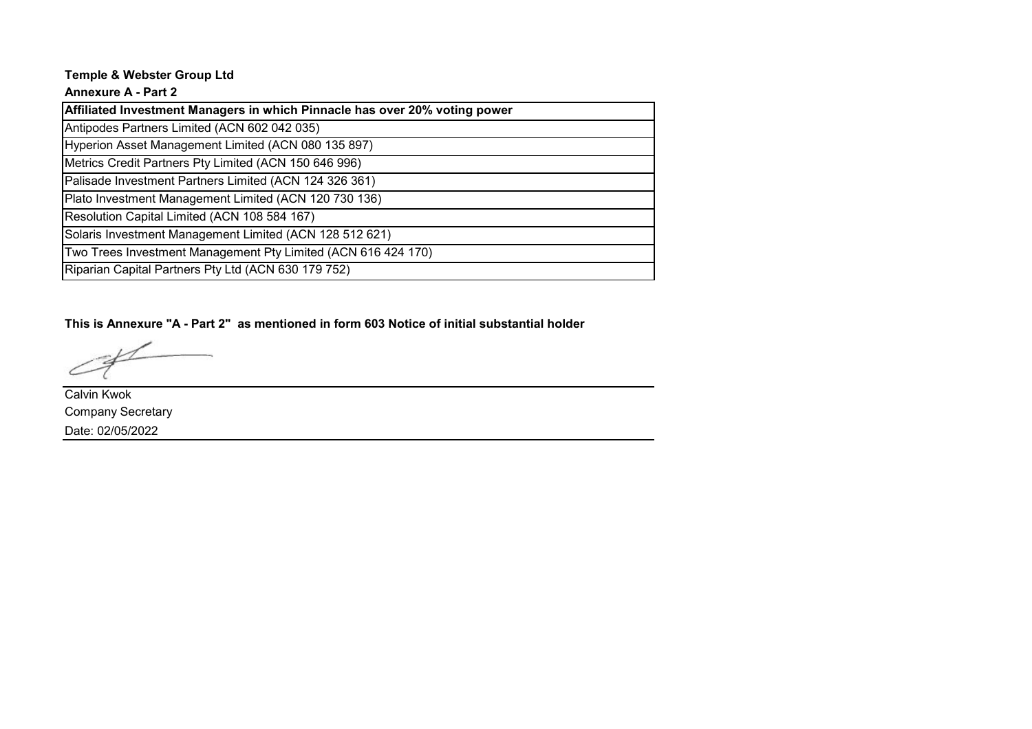**Temple & Webster Group Ltd**

**Annexure A - Part 2**

| Affiliated Investment Managers in which Pinnacle has over 20% voting power |
|---|
| Antipodes Partners Limited (ACN 602 042 035) |
| Hyperion Asset Management Limited (ACN 080 135 897) |
| Metrics Credit Partners Pty Limited (ACN 150 646 996) |
| Palisade Investment Partners Limited (ACN 124 326 361) |
| Plato Investment Management Limited (ACN 120 730 136) |
| Resolution Capital Limited (ACN 108 584 167) |
| Solaris Investment Management Limited (ACN 128 512 621) |
| Two Trees Investment Management Pty Limited (ACN 616 424 170) |
| Riparian Capital Partners Pty Ltd (ACN 630 179 752) |

**This is Annexure "A - Part 2" as mentioned in form 603 Notice of initial substantial holder**

Calvin Kwok
Company Secretary
Date: 02/05/2022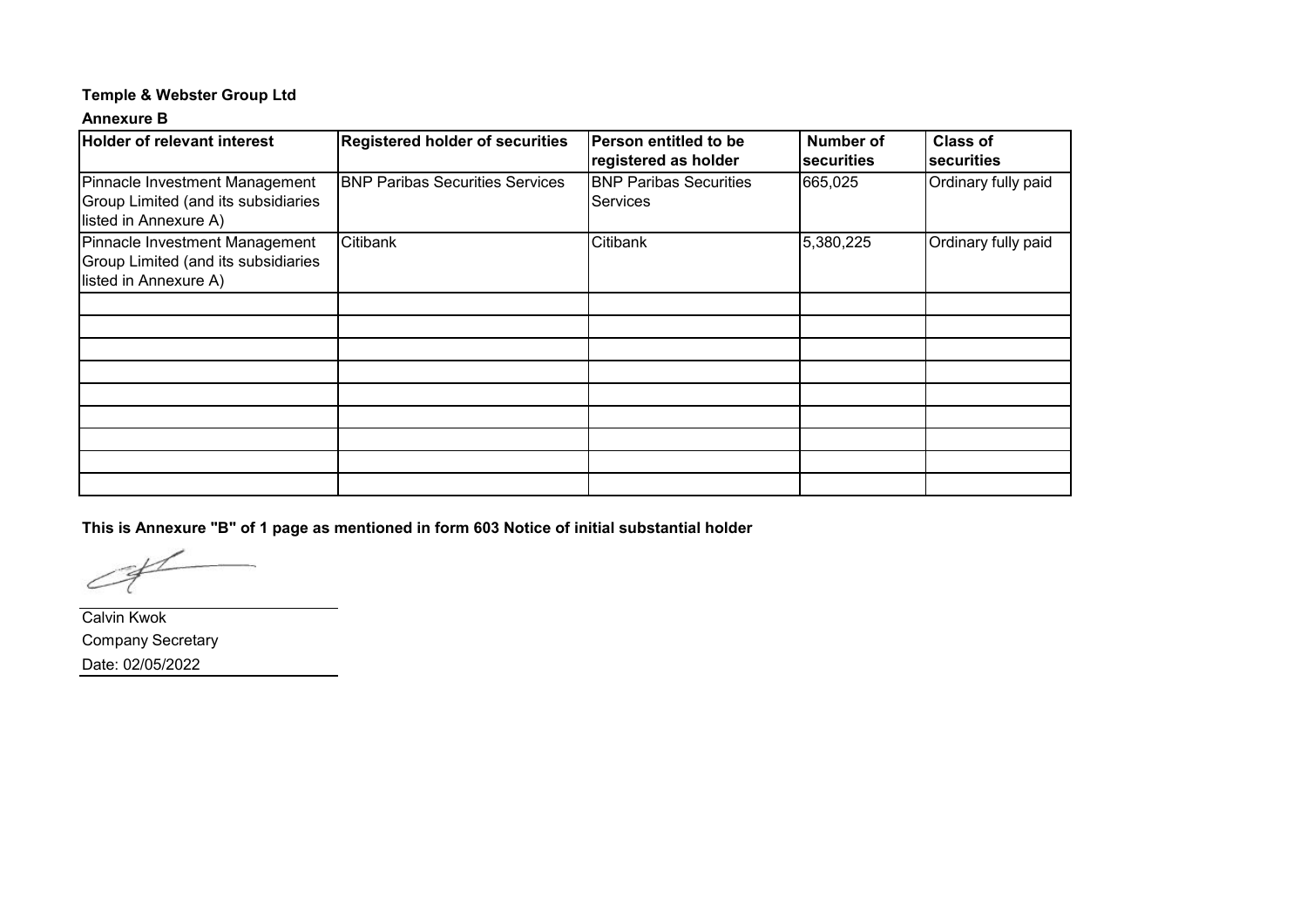**Temple & Webster Group Ltd**

**Annexure B**

| Holder of relevant interest | Registered holder of securities | Person entitled to be registered as holder | Number of securities | Class of securities |
|---|---|---|---|---|
| Pinnacle Investment Management Group Limited (and its subsidiaries listed in Annexure A) | BNP Paribas Securities Services | BNP Paribas Securities Services | 665,025 | Ordinary fully paid |
| Pinnacle Investment Management Group Limited (and its subsidiaries listed in Annexure A) | Citibank | Citibank | 5,380,225 | Ordinary fully paid |
| | | | | |
| | | | | |
| | | | | |
| | | | | |
| | | | | |
| | | | | |
| | | | | |
| | | | | |
| | | | | |

**This is Annexure "B" of 1 page as mentioned in form 603 Notice of initial substantial holder**

Calvin Kwok
Company Secretary
Date: 02/05/2022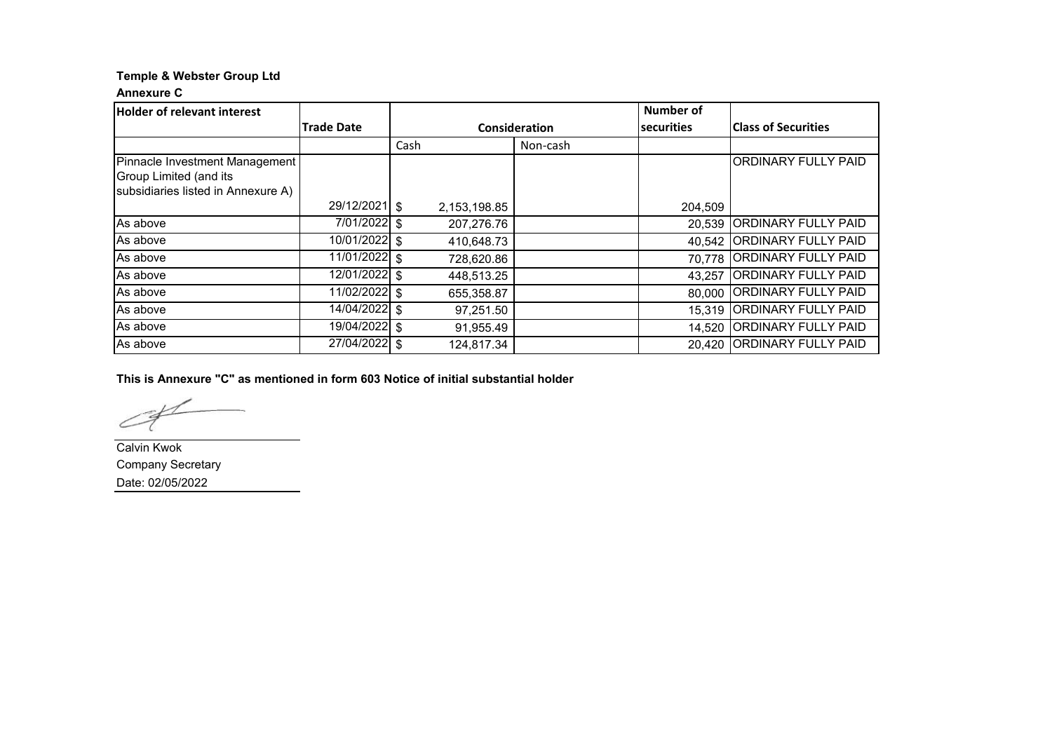**Temple & Webster Group Ltd**

**Annexure C**

| Holder of relevant interest | Trade Date | Consideration | | Number of securities | Class of Securities |
|---|---|---|---|---|---|
| | | Cash | Non-cash | | |
| Pinnacle Investment Management Group Limited (and its subsidiaries listed in Annexure A) | 29/12/2021 | $ 2,153,198.85 | | 204,509 | ORDINARY FULLY PAID |
| As above | 7/01/2022 | $ 207,276.76 | | 20,539 | ORDINARY FULLY PAID |
| As above | 10/01/2022 | $ 410,648.73 | | 40,542 | ORDINARY FULLY PAID |
| As above | 11/01/2022 | $ 728,620.86 | | 70,778 | ORDINARY FULLY PAID |
| As above | 12/01/2022 | $ 448,513.25 | | 43,257 | ORDINARY FULLY PAID |
| As above | 11/02/2022 | $ 655,358.87 | | 80,000 | ORDINARY FULLY PAID |
| As above | 14/04/2022 | $ 97,251.50 | | 15,319 | ORDINARY FULLY PAID |
| As above | 19/04/2022 | $ 91,955.49 | | 14,520 | ORDINARY FULLY PAID |
| As above | 27/04/2022 | $ 124,817.34 | | 20,420 | ORDINARY FULLY PAID |

**This is Annexure "C" as mentioned in form 603 Notice of initial substantial holder**

Calvin Kwok
Company Secretary
Date: 02/05/2022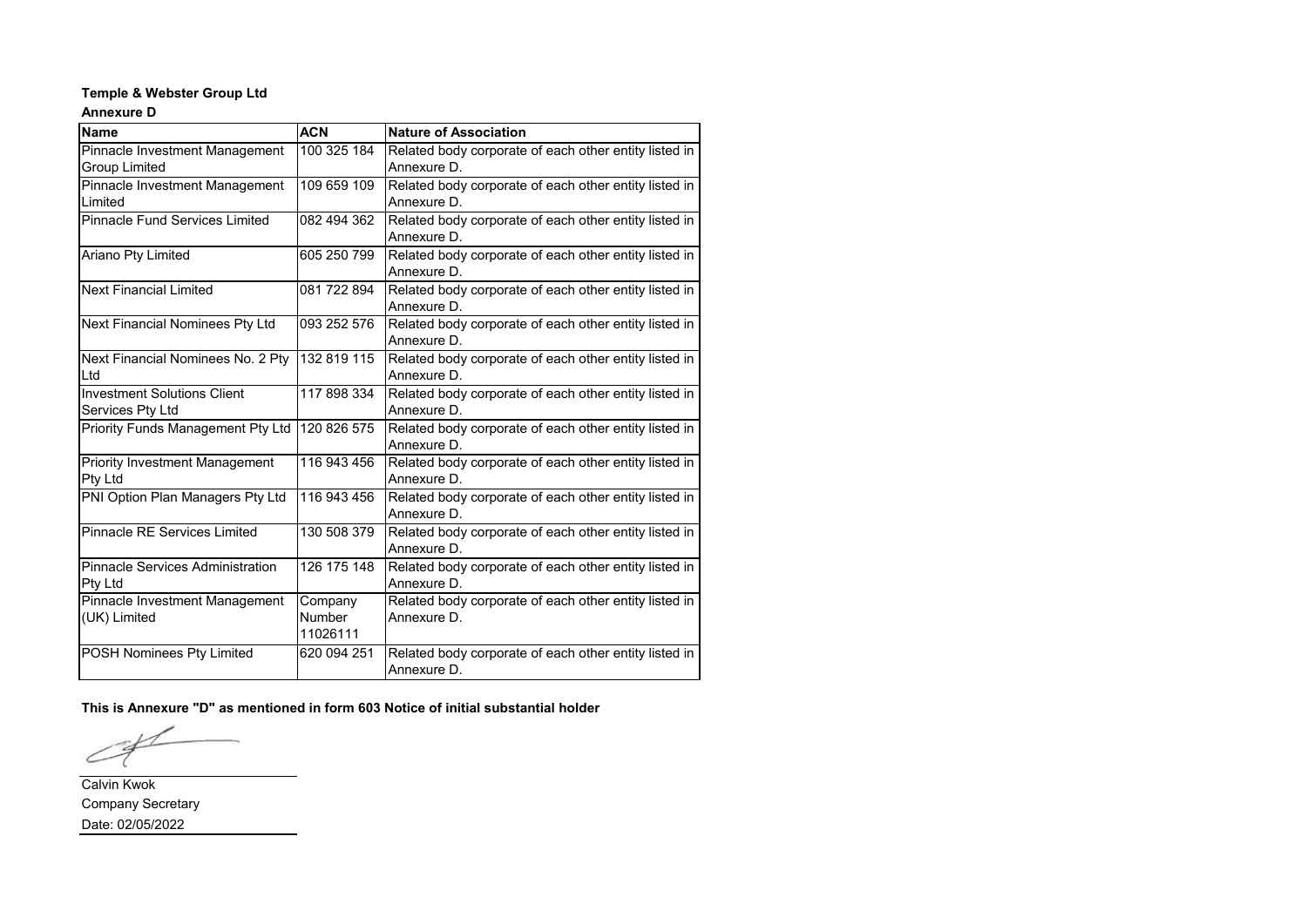**Temple & Webster Group Ltd**

**Annexure D**

| Name | ACN | Nature of Association |
|---|---|---|
| Pinnacle Investment Management Group Limited | 100 325 184 | Related body corporate of each other entity listed in Annexure D. |
| Pinnacle Investment Management Limited | 109 659 109 | Related body corporate of each other entity listed in Annexure D. |
| Pinnacle Fund Services Limited | 082 494 362 | Related body corporate of each other entity listed in Annexure D. |
| Ariano Pty Limited | 605 250 799 | Related body corporate of each other entity listed in Annexure D. |
| Next Financial Limited | 081 722 894 | Related body corporate of each other entity listed in Annexure D. |
| Next Financial Nominees Pty Ltd | 093 252 576 | Related body corporate of each other entity listed in Annexure D. |
| Next Financial Nominees No. 2 Pty Ltd | 132 819 115 | Related body corporate of each other entity listed in Annexure D. |
| Investment Solutions Client Services Pty Ltd | 117 898 334 | Related body corporate of each other entity listed in Annexure D. |
| Priority Funds Management Pty Ltd | 120 826 575 | Related body corporate of each other entity listed in Annexure D. |
| Priority Investment Management Pty Ltd | 116 943 456 | Related body corporate of each other entity listed in Annexure D. |
| PNI Option Plan Managers Pty Ltd | 116 943 456 | Related body corporate of each other entity listed in Annexure D. |
| Pinnacle RE Services Limited | 130 508 379 | Related body corporate of each other entity listed in Annexure D. |
| Pinnacle Services Administration Pty Ltd | 126 175 148 | Related body corporate of each other entity listed in Annexure D. |
| Pinnacle Investment Management (UK) Limited | Company Number 11026111 | Related body corporate of each other entity listed in Annexure D. |
| POSH Nominees Pty Limited | 620 094 251 | Related body corporate of each other entity listed in Annexure D. |

**This is Annexure "D" as mentioned in form 603 Notice of initial substantial holder**

Calvin Kwok
Company Secretary
Date: 02/05/2022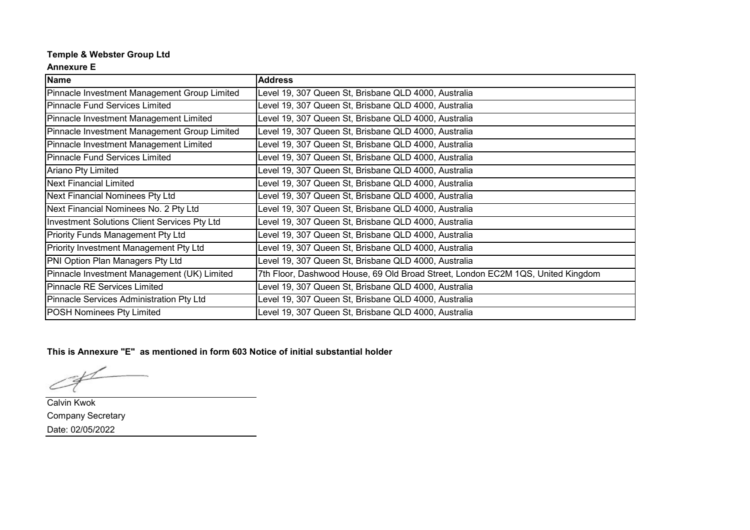**Temple & Webster Group Ltd**

**Annexure E**

| Name | Address |
|---|---|
| Pinnacle Investment Management Group Limited | Level 19, 307 Queen St, Brisbane QLD 4000, Australia |
| Pinnacle Fund Services Limited | Level 19, 307 Queen St, Brisbane QLD 4000, Australia |
| Pinnacle Investment Management Limited | Level 19, 307 Queen St, Brisbane QLD 4000, Australia |
| Pinnacle Investment Management Group Limited | Level 19, 307 Queen St, Brisbane QLD 4000, Australia |
| Pinnacle Investment Management Limited | Level 19, 307 Queen St, Brisbane QLD 4000, Australia |
| Pinnacle Fund Services Limited | Level 19, 307 Queen St, Brisbane QLD 4000, Australia |
| Ariano Pty Limited | Level 19, 307 Queen St, Brisbane QLD 4000, Australia |
| Next Financial Limited | Level 19, 307 Queen St, Brisbane QLD 4000, Australia |
| Next Financial Nominees Pty Ltd | Level 19, 307 Queen St, Brisbane QLD 4000, Australia |
| Next Financial Nominees No. 2 Pty Ltd | Level 19, 307 Queen St, Brisbane QLD 4000, Australia |
| Investment Solutions Client Services Pty Ltd | Level 19, 307 Queen St, Brisbane QLD 4000, Australia |
| Priority Funds Management Pty Ltd | Level 19, 307 Queen St, Brisbane QLD 4000, Australia |
| Priority Investment Management Pty Ltd | Level 19, 307 Queen St, Brisbane QLD 4000, Australia |
| PNI Option Plan Managers Pty Ltd | Level 19, 307 Queen St, Brisbane QLD 4000, Australia |
| Pinnacle Investment Management (UK) Limited | 7th Floor, Dashwood House, 69 Old Broad Street, London EC2M 1QS, United Kingdom |
| Pinnacle RE Services Limited | Level 19, 307 Queen St, Brisbane QLD 4000, Australia |
| Pinnacle Services Administration Pty Ltd | Level 19, 307 Queen St, Brisbane QLD 4000, Australia |
| POSH Nominees Pty Limited | Level 19, 307 Queen St, Brisbane QLD 4000, Australia |

**This is Annexure "E" as mentioned in form 603 Notice of initial substantial holder**

Calvin Kwok

Company Secretary

Date: 02/05/2022